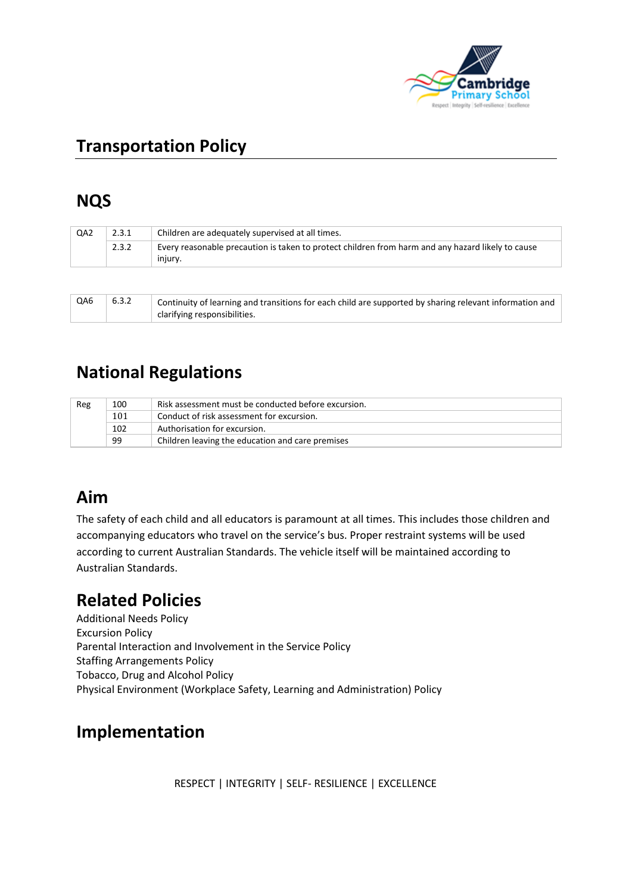# Transportation Policy

## NQS

| | | |
|---|---|---|
| QA2 | 2.3.1 | Children are adequately supervised at all times. |
| | 2.3.2 | Every reasonable precaution is taken to protect children from harm and any hazard likely to cause injury. |

| | | |
|---|---|---|
| QA6 | 6.3.2 | Continuity of learning and transitions for each child are supported by sharing relevant information and clarifying responsibilities. |

## National Regulations

| | | |
|---|---|---|
| Reg | 100 | Risk assessment must be conducted before excursion. |
| | 101 | Conduct of risk assessment for excursion. |
| | 102 | Authorisation for excursion. |
| | 99 | Children leaving the education and care premises |

## Aim

The safety of each child and all educators is paramount at all times. This includes those children and accompanying educators who travel on the service's bus. Proper restraint systems will be used according to current Australian Standards. The vehicle itself will be maintained according to Australian Standards.

## Related Policies

Additional Needs Policy
Excursion Policy
Parental Interaction and Involvement in the Service Policy
Staffing Arrangements Policy
Tobacco, Drug and Alcohol Policy
Physical Environment (Workplace Safety, Learning and Administration) Policy

## Implementation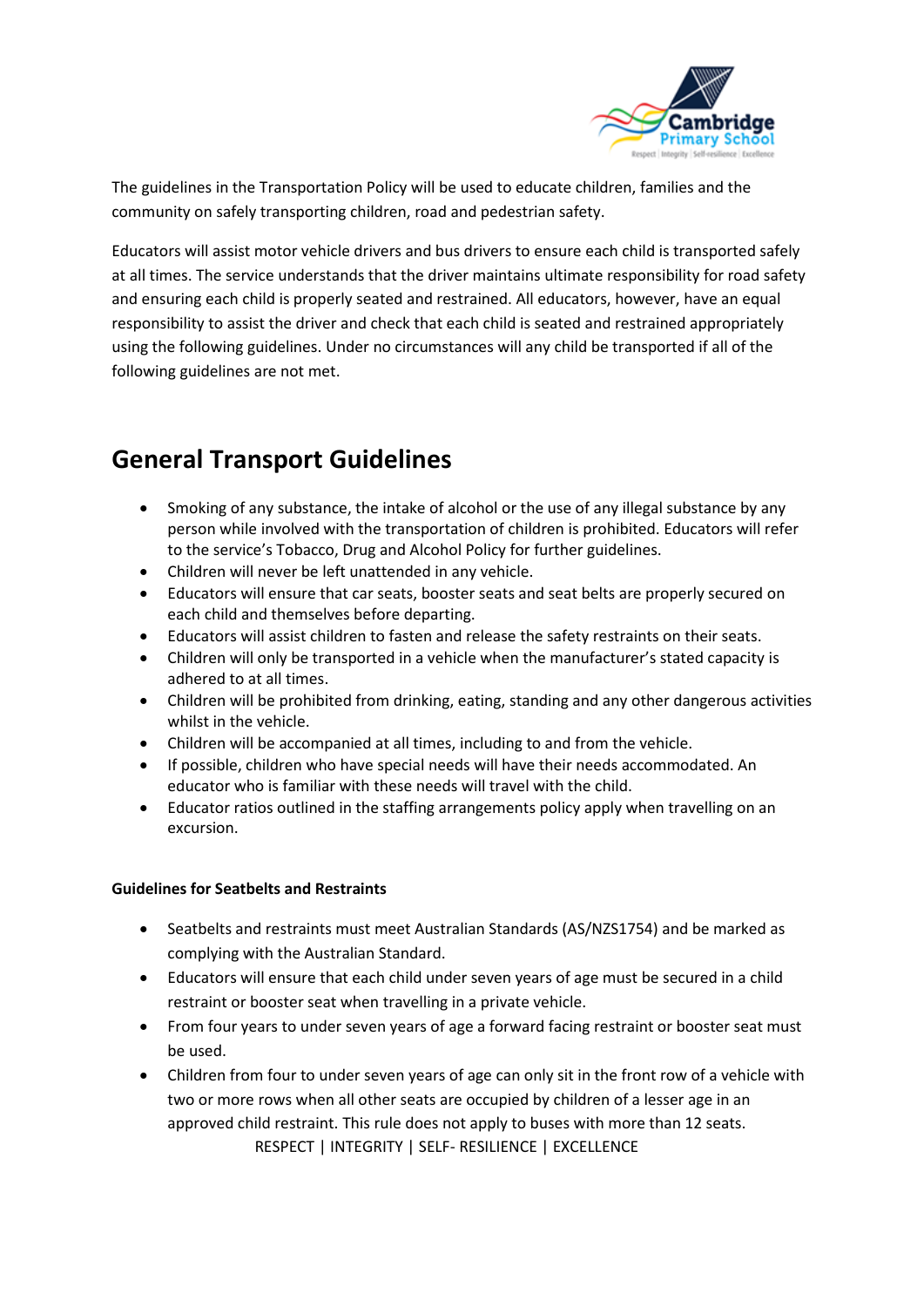The guidelines in the Transportation Policy will be used to educate children, families and the community on safely transporting children, road and pedestrian safety.

Educators will assist motor vehicle drivers and bus drivers to ensure each child is transported safely at all times. The service understands that the driver maintains ultimate responsibility for road safety and ensuring each child is properly seated and restrained. All educators, however, have an equal responsibility to assist the driver and check that each child is seated and restrained appropriately using the following guidelines. Under no circumstances will any child be transported if all of the following guidelines are not met.

## General Transport Guidelines

- Smoking of any substance, the intake of alcohol or the use of any illegal substance by any person while involved with the transportation of children is prohibited. Educators will refer to the service's Tobacco, Drug and Alcohol Policy for further guidelines.
- Children will never be left unattended in any vehicle.
- Educators will ensure that car seats, booster seats and seat belts are properly secured on each child and themselves before departing.
- Educators will assist children to fasten and release the safety restraints on their seats.
- Children will only be transported in a vehicle when the manufacturer's stated capacity is adhered to at all times.
- Children will be prohibited from drinking, eating, standing and any other dangerous activities whilst in the vehicle.
- Children will be accompanied at all times, including to and from the vehicle.
- If possible, children who have special needs will have their needs accommodated. An educator who is familiar with these needs will travel with the child.
- Educator ratios outlined in the staffing arrangements policy apply when travelling on an excursion.

**Guidelines for Seatbelts and Restraints**

- Seatbelts and restraints must meet Australian Standards (AS/NZS1754) and be marked as complying with the Australian Standard.
- Educators will ensure that each child under seven years of age must be secured in a child restraint or booster seat when travelling in a private vehicle.
- From four years to under seven years of age a forward facing restraint or booster seat must be used.
- Children from four to under seven years of age can only sit in the front row of a vehicle with two or more rows when all other seats are occupied by children of a lesser age in an approved child restraint. This rule does not apply to buses with more than 12 seats.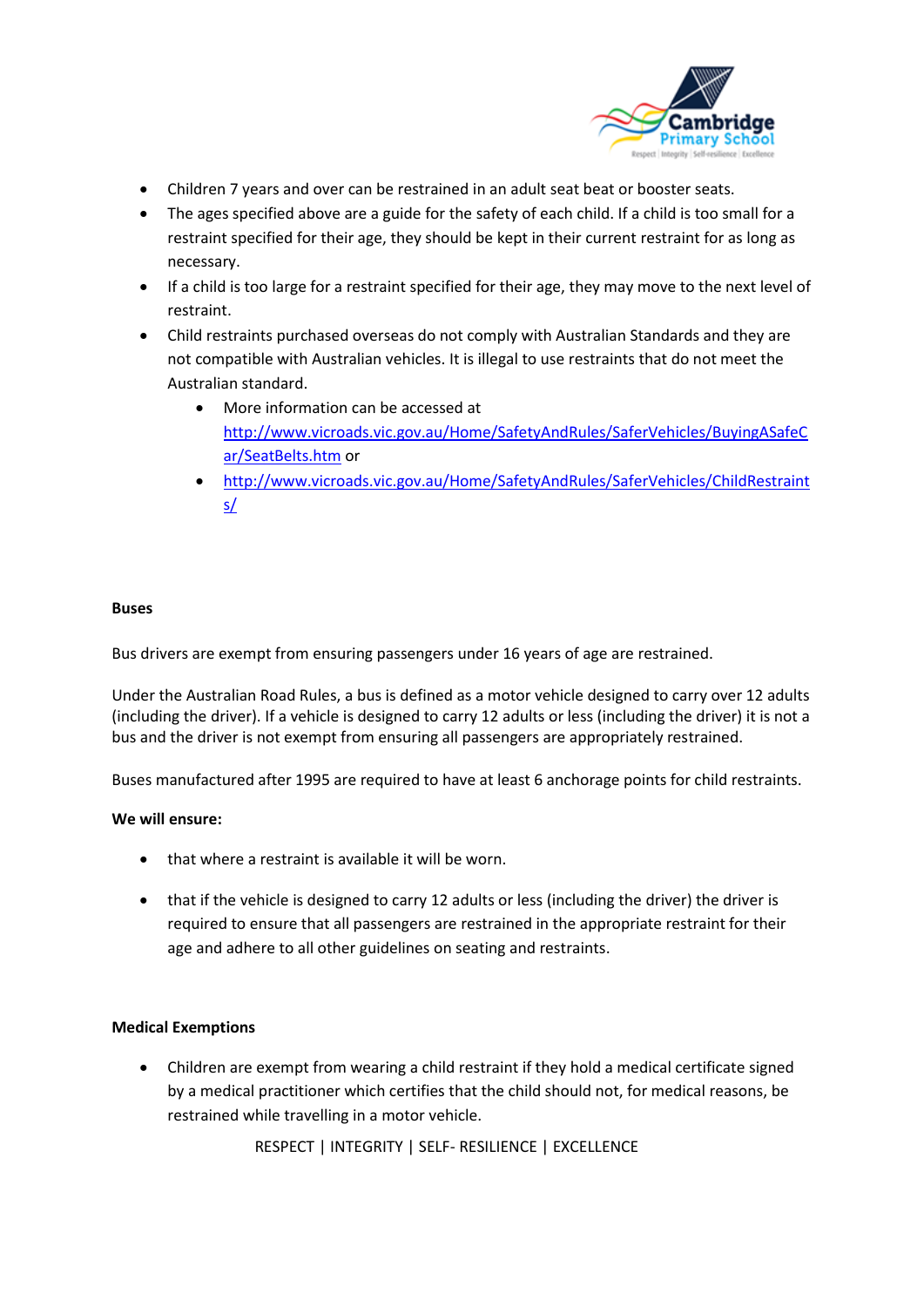- Children 7 years and over can be restrained in an adult seat beat or booster seats.
- The ages specified above are a guide for the safety of each child. If a child is too small for a restraint specified for their age, they should be kept in their current restraint for as long as necessary.
- If a child is too large for a restraint specified for their age, they may move to the next level of restraint.
- Child restraints purchased overseas do not comply with Australian Standards and they are not compatible with Australian vehicles. It is illegal to use restraints that do not meet the Australian standard.
  - More information can be accessed at http://www.vicroads.vic.gov.au/Home/SafetyAndRules/SaferVehicles/BuyingASafeCar/SeatBelts.htm or
  - http://www.vicroads.vic.gov.au/Home/SafetyAndRules/SaferVehicles/ChildRestraints/

**Buses**

Bus drivers are exempt from ensuring passengers under 16 years of age are restrained.

Under the Australian Road Rules, a bus is defined as a motor vehicle designed to carry over 12 adults (including the driver). If a vehicle is designed to carry 12 adults or less (including the driver) it is not a bus and the driver is not exempt from ensuring all passengers are appropriately restrained.

Buses manufactured after 1995 are required to have at least 6 anchorage points for child restraints.

**We will ensure:**

- that where a restraint is available it will be worn.
- that if the vehicle is designed to carry 12 adults or less (including the driver) the driver is required to ensure that all passengers are restrained in the appropriate restraint for their age and adhere to all other guidelines on seating and restraints.

**Medical Exemptions**

- Children are exempt from wearing a child restraint if they hold a medical certificate signed by a medical practitioner which certifies that the child should not, for medical reasons, be restrained while travelling in a motor vehicle.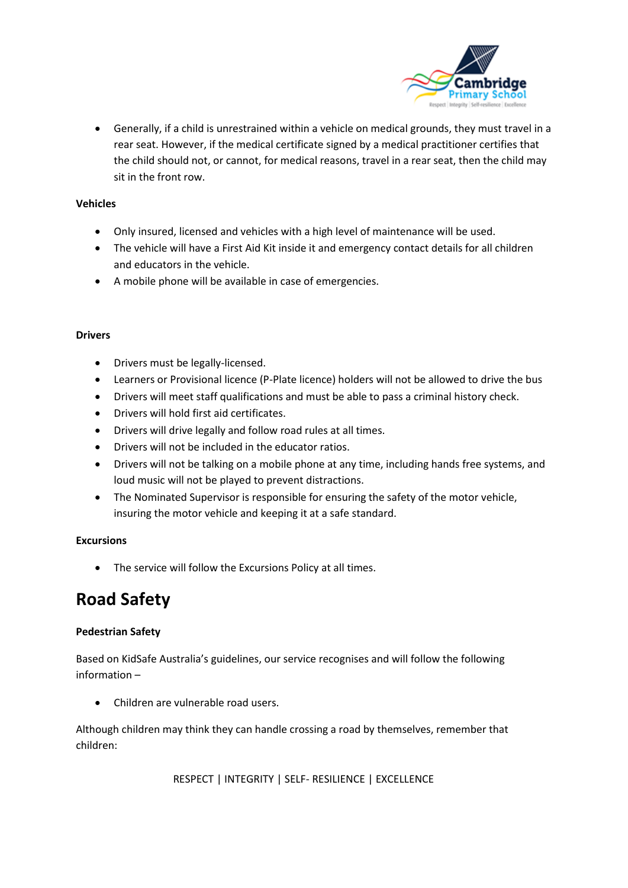- Generally, if a child is unrestrained within a vehicle on medical grounds, they must travel in a rear seat. However, if the medical certificate signed by a medical practitioner certifies that the child should not, or cannot, for medical reasons, travel in a rear seat, then the child may sit in the front row.

**Vehicles**

- Only insured, licensed and vehicles with a high level of maintenance will be used.
- The vehicle will have a First Aid Kit inside it and emergency contact details for all children and educators in the vehicle.
- A mobile phone will be available in case of emergencies.

**Drivers**

- Drivers must be legally-licensed.
- Learners or Provisional licence (P-Plate licence) holders will not be allowed to drive the bus
- Drivers will meet staff qualifications and must be able to pass a criminal history check.
- Drivers will hold first aid certificates.
- Drivers will drive legally and follow road rules at all times.
- Drivers will not be included in the educator ratios.
- Drivers will not be talking on a mobile phone at any time, including hands free systems, and loud music will not be played to prevent distractions.
- The Nominated Supervisor is responsible for ensuring the safety of the motor vehicle, insuring the motor vehicle and keeping it at a safe standard.

**Excursions**

- The service will follow the Excursions Policy at all times.

# Road Safety

**Pedestrian Safety**

Based on KidSafe Australia's guidelines, our service recognises and will follow the following information –

- Children are vulnerable road users.

Although children may think they can handle crossing a road by themselves, remember that children: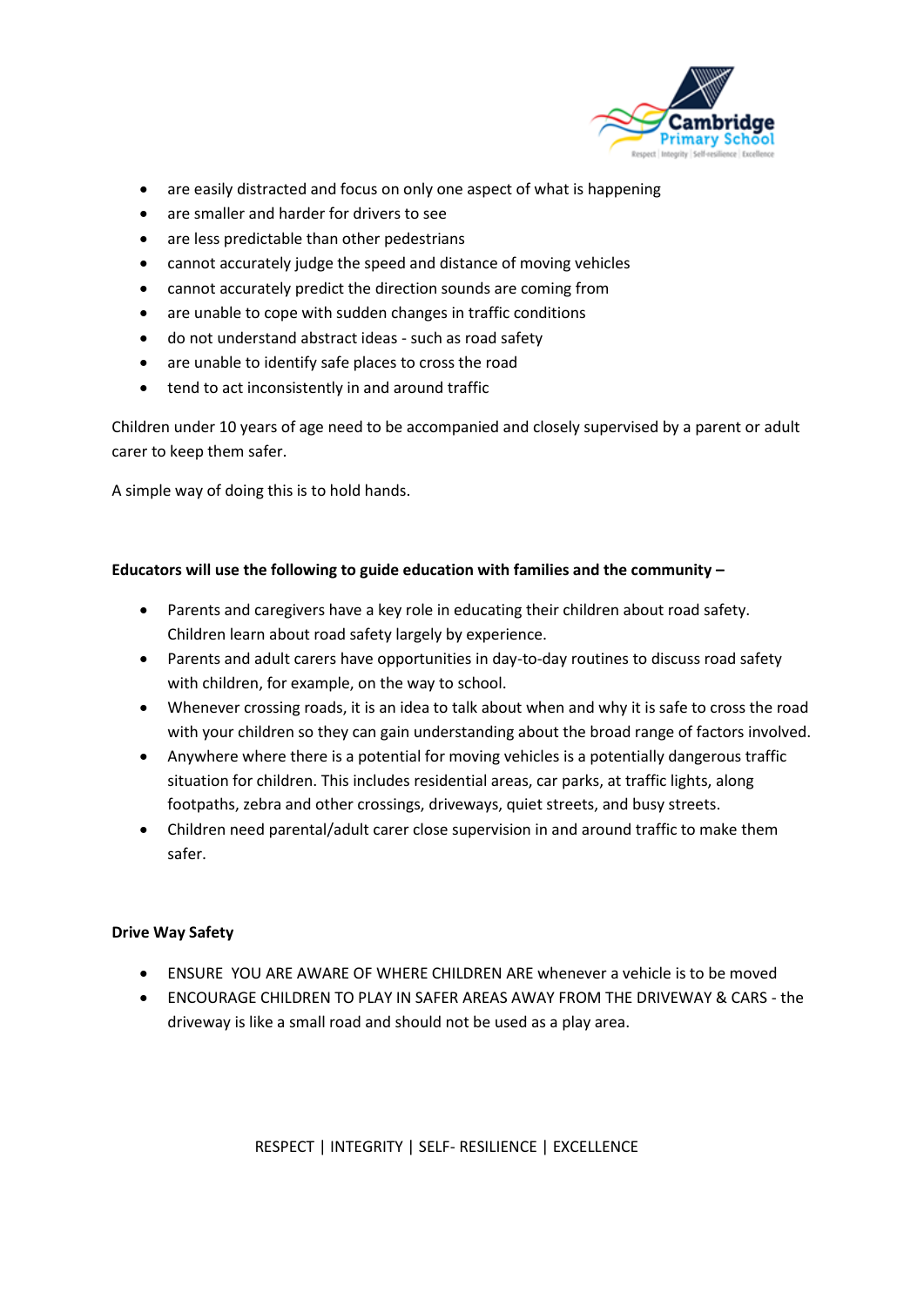- are easily distracted and focus on only one aspect of what is happening
- are smaller and harder for drivers to see
- are less predictable than other pedestrians
- cannot accurately judge the speed and distance of moving vehicles
- cannot accurately predict the direction sounds are coming from
- are unable to cope with sudden changes in traffic conditions
- do not understand abstract ideas - such as road safety
- are unable to identify safe places to cross the road
- tend to act inconsistently in and around traffic

Children under 10 years of age need to be accompanied and closely supervised by a parent or adult carer to keep them safer.

A simple way of doing this is to hold hands.

**Educators will use the following to guide education with families and the community –**

- Parents and caregivers have a key role in educating their children about road safety. Children learn about road safety largely by experience.
- Parents and adult carers have opportunities in day-to-day routines to discuss road safety with children, for example, on the way to school.
- Whenever crossing roads, it is an idea to talk about when and why it is safe to cross the road with your children so they can gain understanding about the broad range of factors involved.
- Anywhere where there is a potential for moving vehicles is a potentially dangerous traffic situation for children. This includes residential areas, car parks, at traffic lights, along footpaths, zebra and other crossings, driveways, quiet streets, and busy streets.
- Children need parental/adult carer close supervision in and around traffic to make them safer.

**Drive Way Safety**

- ENSURE YOU ARE AWARE OF WHERE CHILDREN ARE whenever a vehicle is to be moved
- ENCOURAGE CHILDREN TO PLAY IN SAFER AREAS AWAY FROM THE DRIVEWAY & CARS - the driveway is like a small road and should not be used as a play area.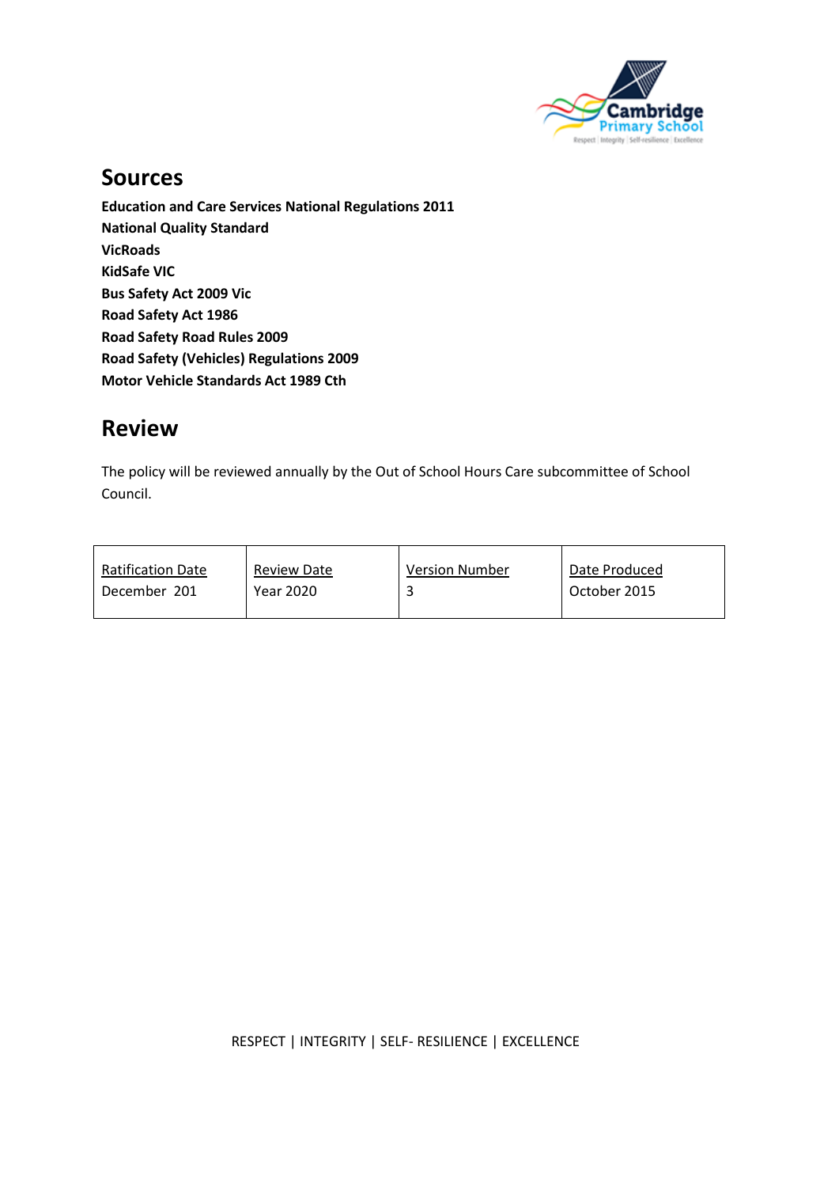## Sources

**Education and Care Services National Regulations 2011**
**National Quality Standard**
**VicRoads**
**KidSafe VIC**
**Bus Safety Act 2009 Vic**
**Road Safety Act 1986**
**Road Safety Road Rules 2009**
**Road Safety (Vehicles) Regulations 2009**
**Motor Vehicle Standards Act 1989 Cth**

## Review

The policy will be reviewed annually by the Out of School Hours Care subcommittee of School Council.

| Ratification Date | Review Date | Version Number | Date Produced |
|---|---|---|---|
| December 201 | Year 2020 | 3 | October 2015 |

RESPECT | INTEGRITY | SELF- RESILIENCE | EXCELLENCE